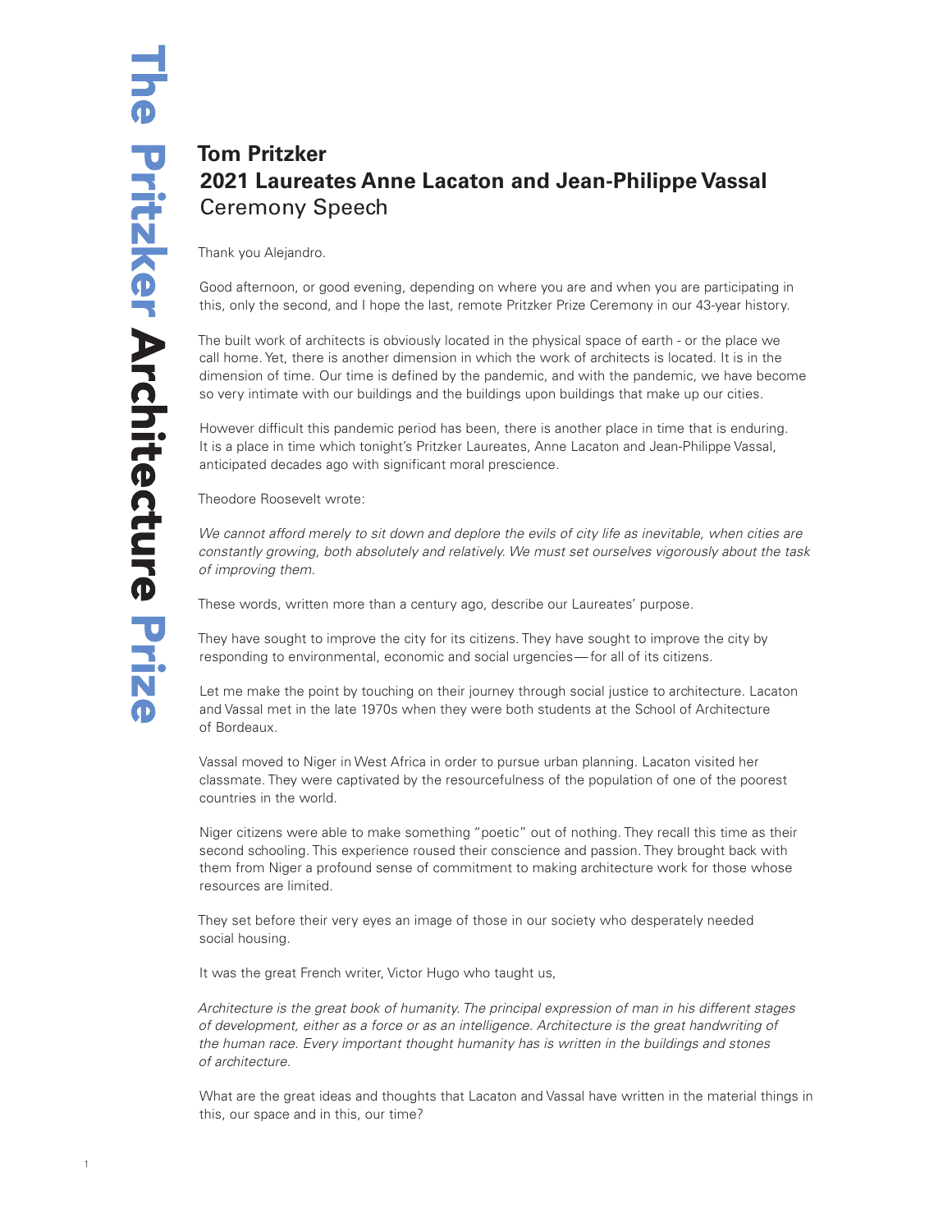# Tom Pritzker
## 2021 Laureates Anne Lacaton and Jean-Philippe Vassal
Ceremony Speech

Thank you Alejandro.

Good afternoon, or good evening, depending on where you are and when you are participating in this, only the second, and I hope the last, remote Pritzker Prize Ceremony in our 43-year history.

The built work of architects is obviously located in the physical space of earth - or the place we call home. Yet, there is another dimension in which the work of architects is located. It is in the dimension of time. Our time is defined by the pandemic, and with the pandemic, we have become so very intimate with our buildings and the buildings upon buildings that make up our cities.

However difficult this pandemic period has been, there is another place in time that is enduring. It is a place in time which tonight's Pritzker Laureates, Anne Lacaton and Jean-Philippe Vassal, anticipated decades ago with significant moral prescience.

Theodore Roosevelt wrote:

*We cannot afford merely to sit down and deplore the evils of city life as inevitable, when cities are constantly growing, both absolutely and relatively. We must set ourselves vigorously about the task of improving them.*

These words, written more than a century ago, describe our Laureates' purpose.

They have sought to improve the city for its citizens. They have sought to improve the city by responding to environmental, economic and social urgencies—for all of its citizens.

Let me make the point by touching on their journey through social justice to architecture. Lacaton and Vassal met in the late 1970s when they were both students at the School of Architecture of Bordeaux.

Vassal moved to Niger in West Africa in order to pursue urban planning. Lacaton visited her classmate. They were captivated by the resourcefulness of the population of one of the poorest countries in the world.

Niger citizens were able to make something "poetic" out of nothing. They recall this time as their second schooling. This experience roused their conscience and passion. They brought back with them from Niger a profound sense of commitment to making architecture work for those whose resources are limited.

They set before their very eyes an image of those in our society who desperately needed social housing.

It was the great French writer, Victor Hugo who taught us,

*Architecture is the great book of humanity. The principal expression of man in his different stages of development, either as a force or as an intelligence. Architecture is the great handwriting of the human race. Every important thought humanity has is written in the buildings and stones of architecture.*

What are the great ideas and thoughts that Lacaton and Vassal have written in the material things in this, our space and in this, our time?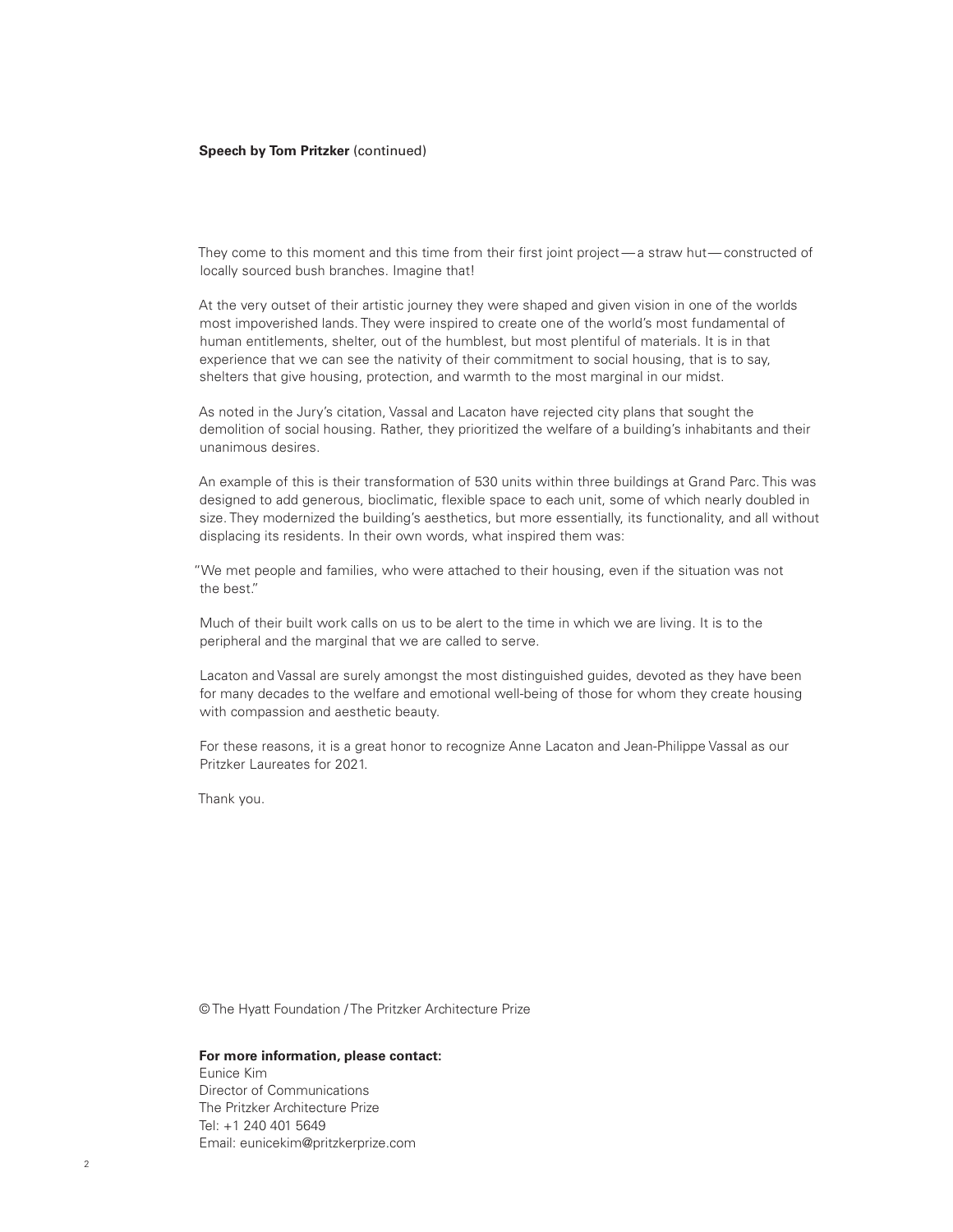**Speech by Tom Pritzker** (continued)

They come to this moment and this time from their first joint project — a straw hut — constructed of locally sourced bush branches. Imagine that!

At the very outset of their artistic journey they were shaped and given vision in one of the worlds most impoverished lands. They were inspired to create one of the world's most fundamental of human entitlements, shelter, out of the humblest, but most plentiful of materials. It is in that experience that we can see the nativity of their commitment to social housing, that is to say, shelters that give housing, protection, and warmth to the most marginal in our midst.

As noted in the Jury's citation, Vassal and Lacaton have rejected city plans that sought the demolition of social housing. Rather, they prioritized the welfare of a building's inhabitants and their unanimous desires.

An example of this is their transformation of 530 units within three buildings at Grand Parc. This was designed to add generous, bioclimatic, flexible space to each unit, some of which nearly doubled in size. They modernized the building's aesthetics, but more essentially, its functionality, and all without displacing its residents. In their own words, what inspired them was:

"We met people and families, who were attached to their housing, even if the situation was not the best."

Much of their built work calls on us to be alert to the time in which we are living. It is to the peripheral and the marginal that we are called to serve.

Lacaton and Vassal are surely amongst the most distinguished guides, devoted as they have been for many decades to the welfare and emotional well-being of those for whom they create housing with compassion and aesthetic beauty.

For these reasons, it is a great honor to recognize Anne Lacaton and Jean-Philippe Vassal as our Pritzker Laureates for 2021.

Thank you.

© The Hyatt Foundation / The Pritzker Architecture Prize

**For more information, please contact:**
Eunice Kim
Director of Communications
The Pritzker Architecture Prize
Tel: +1 240 401 5649
Email: eunicekim@pritzkerprize.com